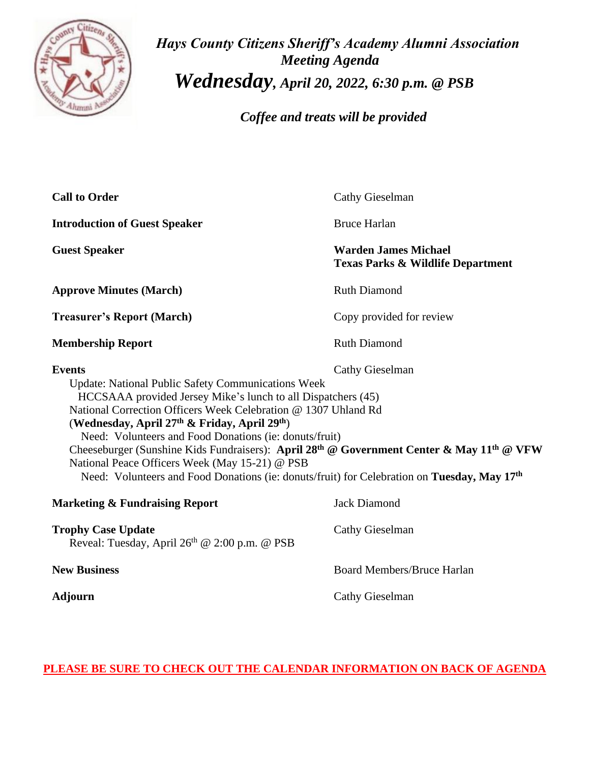# *Hays County Citizens Sheriff's Academy Alumni Association*
## *Meeting Agenda*
## *Wednesday, April 20, 2022, 6:30 p.m. @ PSB*

*Coffee and treats will be provided*

| | |
|---|---|
| **Call to Order** | Cathy Gieselman |
| **Introduction of Guest Speaker** | Bruce Harlan |
| **Guest Speaker** | **Warden James Michael**<br>**Texas Parks & Wildlife Department** |
| **Approve Minutes (March)** | Ruth Diamond |
| **Treasurer's Report (March)** | Copy provided for review |
| **Membership Report** | Ruth Diamond |
| **Events** | Cathy Gieselman |

Update: National Public Safety Communications Week
- HCCSAAA provided Jersey Mike's lunch to all Dispatchers (45)

National Correction Officers Week Celebration @ 1307 Uhland Rd
(**Wednesday, April 27th & Friday, April 29th**)
- Need: Volunteers and Food Donations (ie: donuts/fruit)

Cheeseburger (Sunshine Kids Fundraisers): **April 28th @ Government Center & May 11th @ VFW**

National Peace Officers Week (May 15-21) @ PSB
- Need: Volunteers and Food Donations (ie: donuts/fruit) for Celebration on **Tuesday, May 17th**

| | |
|---|---|
| **Marketing & Fundraising Report** | Jack Diamond |
| **Trophy Case Update**<br>Reveal: Tuesday, April 26th @ 2:00 p.m. @ PSB | Cathy Gieselman |
| **New Business** | Board Members/Bruce Harlan |
| **Adjourn** | Cathy Gieselman |

**PLEASE BE SURE TO CHECK OUT THE CALENDAR INFORMATION ON BACK OF AGENDA**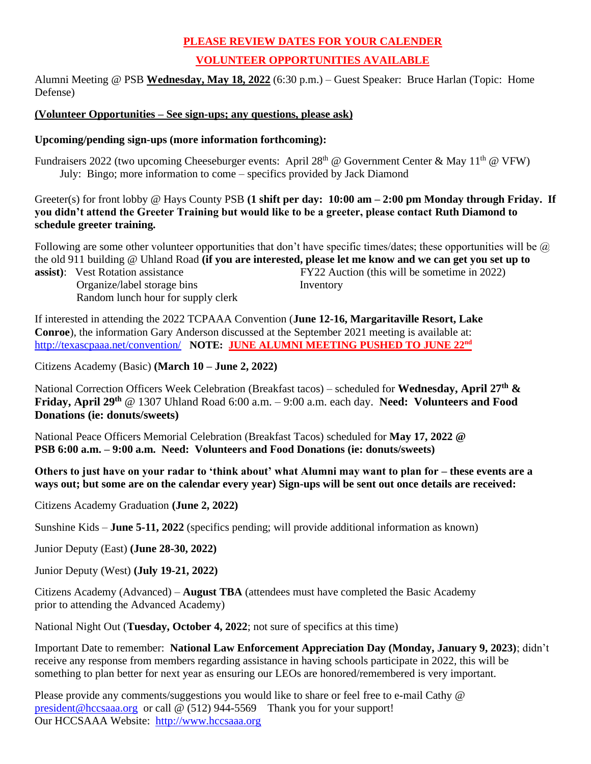**PLEASE REVIEW DATES FOR YOUR CALENDER**

**VOLUNTEER OPPORTUNITIES AVAILABLE**

Alumni Meeting @ PSB **Wednesday, May 18, 2022** (6:30 p.m.) – Guest Speaker: Bruce Harlan (Topic: Home Defense)

**(Volunteer Opportunities – See sign-ups; any questions, please ask)**

**Upcoming/pending sign-ups (more information forthcoming):**

Fundraisers 2022 (two upcoming Cheeseburger events: April 28th @ Government Center & May 11th @ VFW)
July: Bingo; more information to come – specifics provided by Jack Diamond

Greeter(s) for front lobby @ Hays County PSB **(1 shift per day: 10:00 am – 2:00 pm Monday through Friday. If you didn't attend the Greeter Training but would like to be a greeter, please contact Ruth Diamond to schedule greeter training.**

Following are some other volunteer opportunities that don't have specific times/dates; these opportunities will be @ the old 911 building @ Uhland Road **(if you are interested, please let me know and we can get you set up to assist)**:

- Vest Rotation assistance
- Organize/label storage bins
- Random lunch hour for supply clerk
- FY22 Auction (this will be sometime in 2022)
- Inventory

If interested in attending the 2022 TCPAAA Convention (**June 12-16, Margaritaville Resort, Lake Conroe**), the information Gary Anderson discussed at the September 2021 meeting is available at: http://texascpaaa.net/convention/ **NOTE: JUNE ALUMNI MEETING PUSHED TO JUNE 22nd**

Citizens Academy (Basic) **(March 10 – June 2, 2022)**

National Correction Officers Week Celebration (Breakfast tacos) – scheduled for **Wednesday, April 27th & Friday, April 29th** @ 1307 Uhland Road 6:00 a.m. – 9:00 a.m. each day. **Need: Volunteers and Food Donations (ie: donuts/sweets)**

National Peace Officers Memorial Celebration (Breakfast Tacos) scheduled for **May 17, 2022 @ PSB 6:00 a.m. – 9:00 a.m. Need: Volunteers and Food Donations (ie: donuts/sweets)**

**Others to just have on your radar to 'think about' what Alumni may want to plan for – these events are a ways out; but some are on the calendar every year) Sign-ups will be sent out once details are received:**

Citizens Academy Graduation **(June 2, 2022)**

Sunshine Kids – **June 5-11, 2022** (specifics pending; will provide additional information as known)

Junior Deputy (East) **(June 28-30, 2022)**

Junior Deputy (West) **(July 19-21, 2022)**

Citizens Academy (Advanced) – **August TBA** (attendees must have completed the Basic Academy prior to attending the Advanced Academy)

National Night Out (**Tuesday, October 4, 2022**; not sure of specifics at this time)

Important Date to remember: **National Law Enforcement Appreciation Day (Monday, January 9, 2023)**; didn't receive any response from members regarding assistance in having schools participate in 2022, this will be something to plan better for next year as ensuring our LEOs are honored/remembered is very important.

Please provide any comments/suggestions you would like to share or feel free to e-mail Cathy @ president@hccsaaa.org or call @ (512) 944-5569 Thank you for your support!
Our HCCSAAA Website: http://www.hccsaaa.org